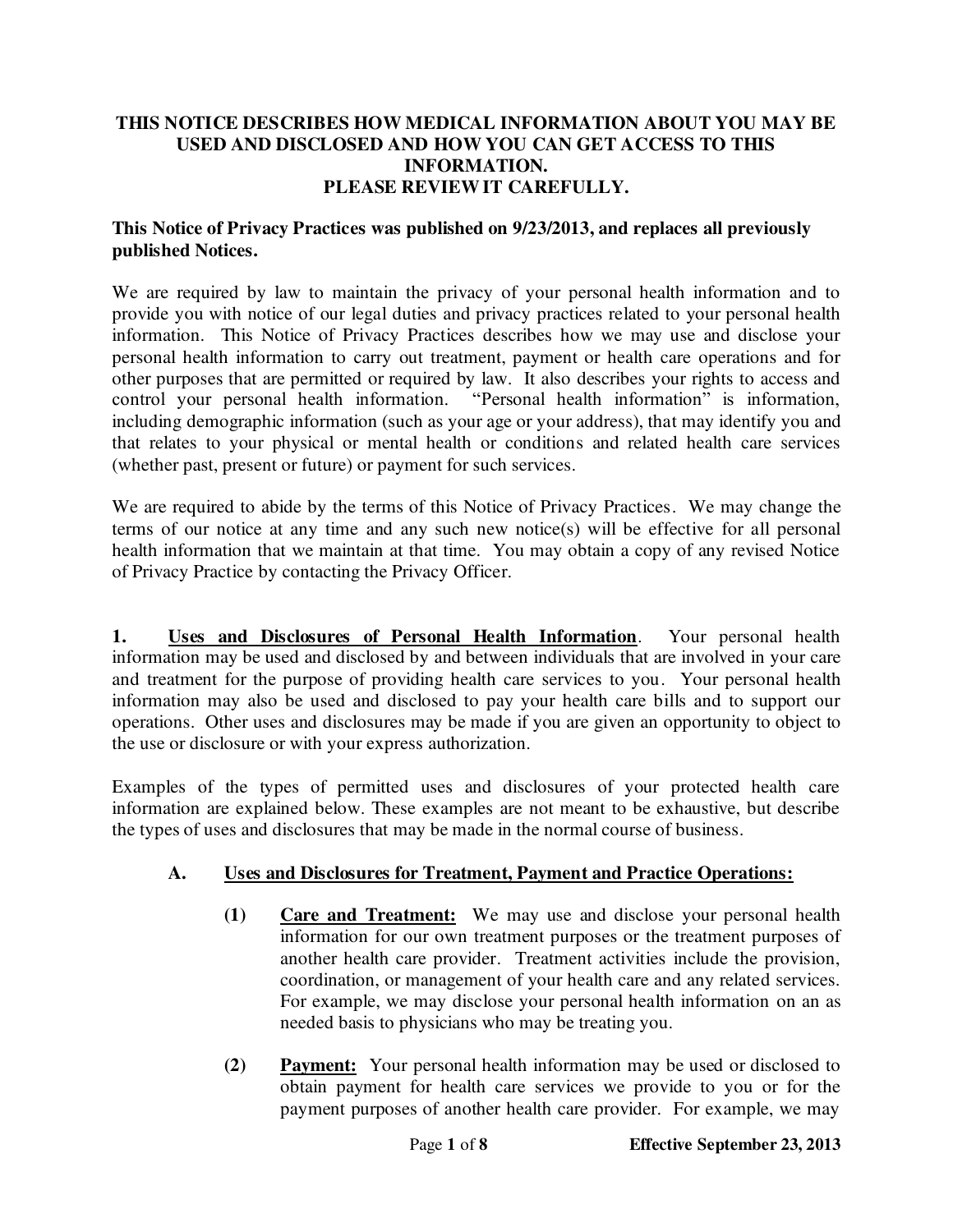# THIS NOTICE DESCRIBES HOW MEDICAL INFORMATION ABOUT YOU MAY BE USED AND DISCLOSED AND HOW YOU CAN GET ACCESS TO THIS INFORMATION.
# PLEASE REVIEW IT CAREFULLY.

**This Notice of Privacy Practices was published on 9/23/2013, and replaces all previously published Notices.**

We are required by law to maintain the privacy of your personal health information and to provide you with notice of our legal duties and privacy practices related to your personal health information. This Notice of Privacy Practices describes how we may use and disclose your personal health information to carry out treatment, payment or health care operations and for other purposes that are permitted or required by law. It also describes your rights to access and control your personal health information. "Personal health information" is information, including demographic information (such as your age or your address), that may identify you and that relates to your physical or mental health or conditions and related health care services (whether past, present or future) or payment for such services.

We are required to abide by the terms of this Notice of Privacy Practices. We may change the terms of our notice at any time and any such new notice(s) will be effective for all personal health information that we maintain at that time. You may obtain a copy of any revised Notice of Privacy Practice by contacting the Privacy Officer.

**1. Uses and Disclosures of Personal Health Information**. Your personal health information may be used and disclosed by and between individuals that are involved in your care and treatment for the purpose of providing health care services to you. Your personal health information may also be used and disclosed to pay your health care bills and to support our operations. Other uses and disclosures may be made if you are given an opportunity to object to the use or disclosure or with your express authorization.

Examples of the types of permitted uses and disclosures of your protected health care information are explained below. These examples are not meant to be exhaustive, but describe the types of uses and disclosures that may be made in the normal course of business.

## A. Uses and Disclosures for Treatment, Payment and Practice Operations:

**(1) Care and Treatment:** We may use and disclose your personal health information for our own treatment purposes or the treatment purposes of another health care provider. Treatment activities include the provision, coordination, or management of your health care and any related services. For example, we may disclose your personal health information on an as needed basis to physicians who may be treating you.

**(2) Payment:** Your personal health information may be used or disclosed to obtain payment for health care services we provide to you or for the payment purposes of another health care provider. For example, we may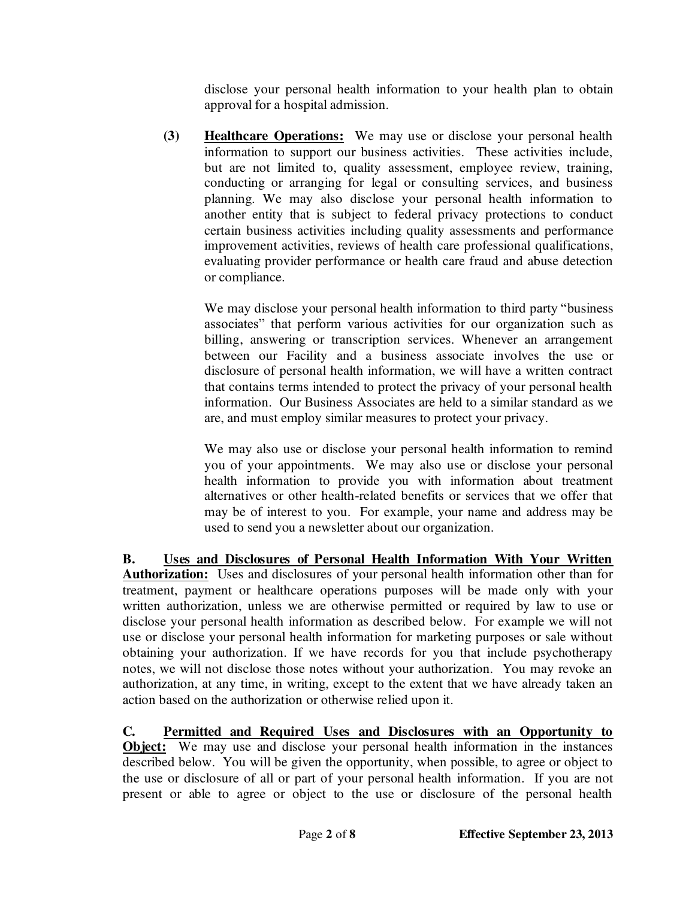disclose your personal health information to your health plan to obtain approval for a hospital admission.

**(3)** **<u>Healthcare Operations:</u>** We may use or disclose your personal health information to support our business activities. These activities include, but are not limited to, quality assessment, employee review, training, conducting or arranging for legal or consulting services, and business planning. We may also disclose your personal health information to another entity that is subject to federal privacy protections to conduct certain business activities including quality assessments and performance improvement activities, reviews of health care professional qualifications, evaluating provider performance or health care fraud and abuse detection or compliance.

We may disclose your personal health information to third party "business associates" that perform various activities for our organization such as billing, answering or transcription services. Whenever an arrangement between our Facility and a business associate involves the use or disclosure of personal health information, we will have a written contract that contains terms intended to protect the privacy of your personal health information. Our Business Associates are held to a similar standard as we are, and must employ similar measures to protect your privacy.

We may also use or disclose your personal health information to remind you of your appointments. We may also use or disclose your personal health information to provide you with information about treatment alternatives or other health-related benefits or services that we offer that may be of interest to you. For example, your name and address may be used to send you a newsletter about our organization.

**B. <u>Uses and Disclosures of Personal Health Information With Your Written Authorization:</u>** Uses and disclosures of your personal health information other than for treatment, payment or healthcare operations purposes will be made only with your written authorization, unless we are otherwise permitted or required by law to use or disclose your personal health information as described below. For example we will not use or disclose your personal health information for marketing purposes or sale without obtaining your authorization. If we have records for you that include psychotherapy notes, we will not disclose those notes without your authorization. You may revoke an authorization, at any time, in writing, except to the extent that we have already taken an action based on the authorization or otherwise relied upon it.

**C. <u>Permitted and Required Uses and Disclosures with an Opportunity to Object:</u>** We may use and disclose your personal health information in the instances described below. You will be given the opportunity, when possible, to agree or object to the use or disclosure of all or part of your personal health information. If you are not present or able to agree or object to the use or disclosure of the personal health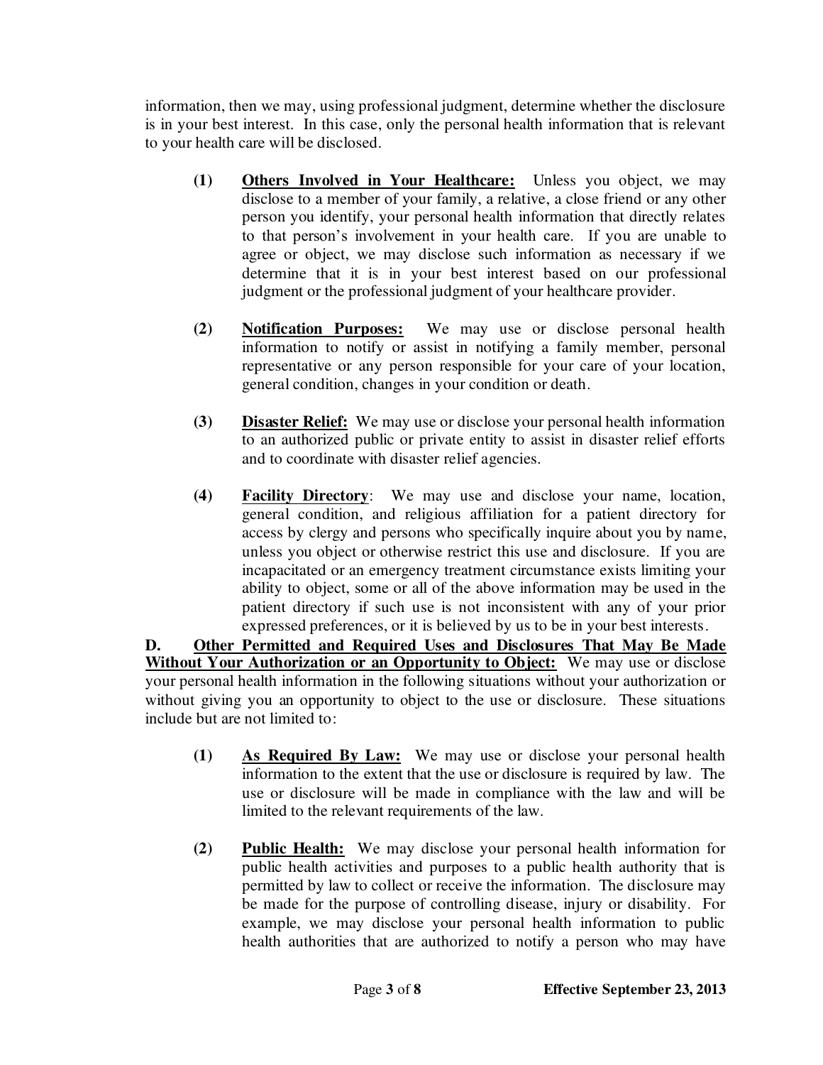information, then we may, using professional judgment, determine whether the disclosure is in your best interest. In this case, only the personal health information that is relevant to your health care will be disclosed.

**(1)** **<u>Others Involved in Your Healthcare:</u>** Unless you object, we may disclose to a member of your family, a relative, a close friend or any other person you identify, your personal health information that directly relates to that person's involvement in your health care. If you are unable to agree or object, we may disclose such information as necessary if we determine that it is in your best interest based on our professional judgment or the professional judgment of your healthcare provider.

**(2)** **<u>Notification Purposes:</u>** We may use or disclose personal health information to notify or assist in notifying a family member, personal representative or any person responsible for your care of your location, general condition, changes in your condition or death.

**(3)** **<u>Disaster Relief:</u>** We may use or disclose your personal health information to an authorized public or private entity to assist in disaster relief efforts and to coordinate with disaster relief agencies.

**(4)** **<u>Facility Directory</u>**: We may use and disclose your name, location, general condition, and religious affiliation for a patient directory for access by clergy and persons who specifically inquire about you by name, unless you object or otherwise restrict this use and disclosure. If you are incapacitated or an emergency treatment circumstance exists limiting your ability to object, some or all of the above information may be used in the patient directory if such use is not inconsistent with any of your prior expressed preferences, or it is believed by us to be in your best interests.

**D.** **<u>Other Permitted and Required Uses and Disclosures That May Be Made Without Your Authorization or an Opportunity to Object:</u>** We may use or disclose your personal health information in the following situations without your authorization or without giving you an opportunity to object to the use or disclosure. These situations include but are not limited to:

**(1)** **<u>As Required By Law:</u>** We may use or disclose your personal health information to the extent that the use or disclosure is required by law. The use or disclosure will be made in compliance with the law and will be limited to the relevant requirements of the law.

**(2)** **<u>Public Health:</u>** We may disclose your personal health information for public health activities and purposes to a public health authority that is permitted by law to collect or receive the information. The disclosure may be made for the purpose of controlling disease, injury or disability. For example, we may disclose your personal health information to public health authorities that are authorized to notify a person who may have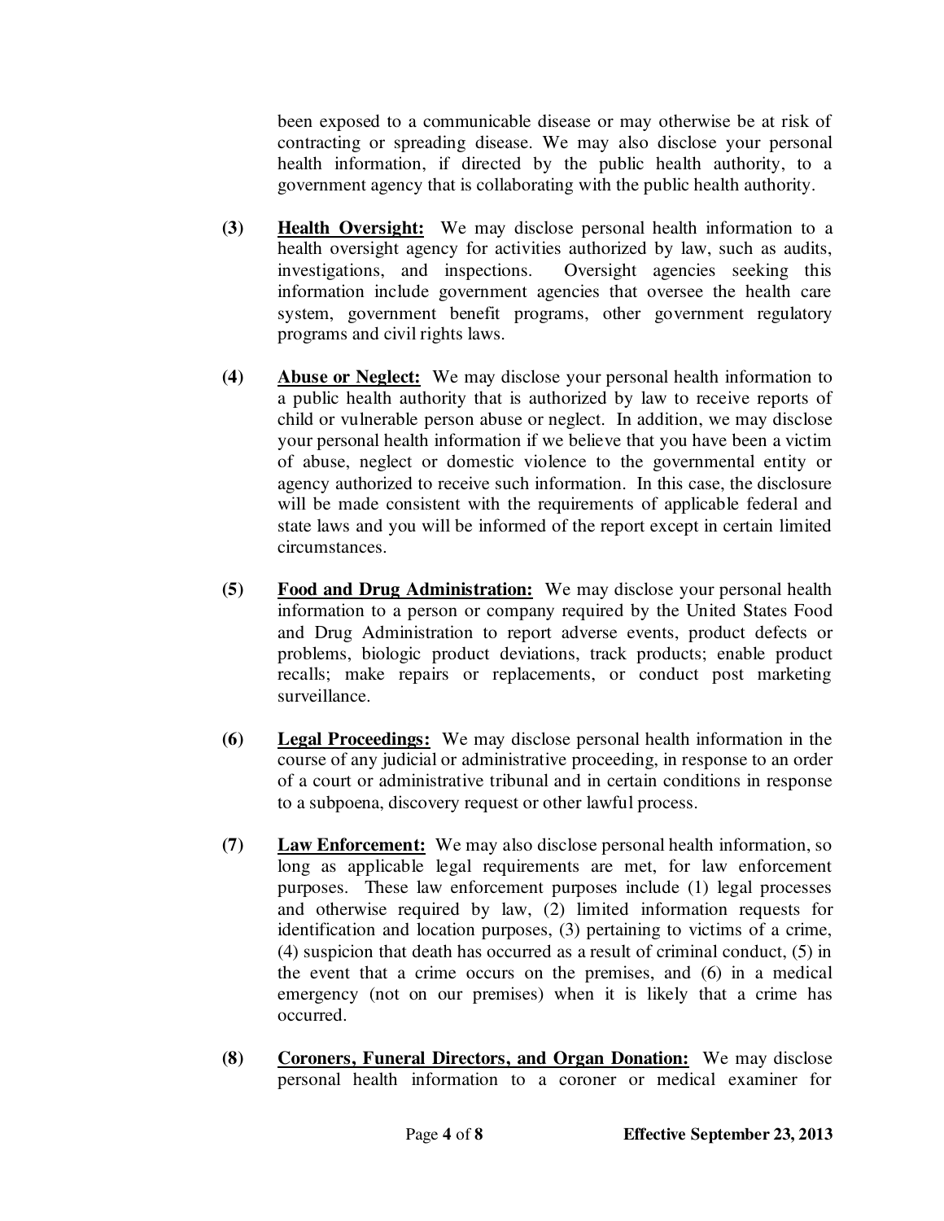been exposed to a communicable disease or may otherwise be at risk of contracting or spreading disease. We may also disclose your personal health information, if directed by the public health authority, to a government agency that is collaborating with the public health authority.

**(3)** **<u>Health Oversight:</u>** We may disclose personal health information to a health oversight agency for activities authorized by law, such as audits, investigations, and inspections. Oversight agencies seeking this information include government agencies that oversee the health care system, government benefit programs, other government regulatory programs and civil rights laws.

**(4)** **<u>Abuse or Neglect:</u>** We may disclose your personal health information to a public health authority that is authorized by law to receive reports of child or vulnerable person abuse or neglect. In addition, we may disclose your personal health information if we believe that you have been a victim of abuse, neglect or domestic violence to the governmental entity or agency authorized to receive such information. In this case, the disclosure will be made consistent with the requirements of applicable federal and state laws and you will be informed of the report except in certain limited circumstances.

**(5)** **<u>Food and Drug Administration:</u>** We may disclose your personal health information to a person or company required by the United States Food and Drug Administration to report adverse events, product defects or problems, biologic product deviations, track products; enable product recalls; make repairs or replacements, or conduct post marketing surveillance.

**(6)** **<u>Legal Proceedings:</u>** We may disclose personal health information in the course of any judicial or administrative proceeding, in response to an order of a court or administrative tribunal and in certain conditions in response to a subpoena, discovery request or other lawful process.

**(7)** **<u>Law Enforcement:</u>** We may also disclose personal health information, so long as applicable legal requirements are met, for law enforcement purposes. These law enforcement purposes include (1) legal processes and otherwise required by law, (2) limited information requests for identification and location purposes, (3) pertaining to victims of a crime, (4) suspicion that death has occurred as a result of criminal conduct, (5) in the event that a crime occurs on the premises, and (6) in a medical emergency (not on our premises) when it is likely that a crime has occurred.

**(8)** **<u>Coroners, Funeral Directors, and Organ Donation:</u>** We may disclose personal health information to a coroner or medical examiner for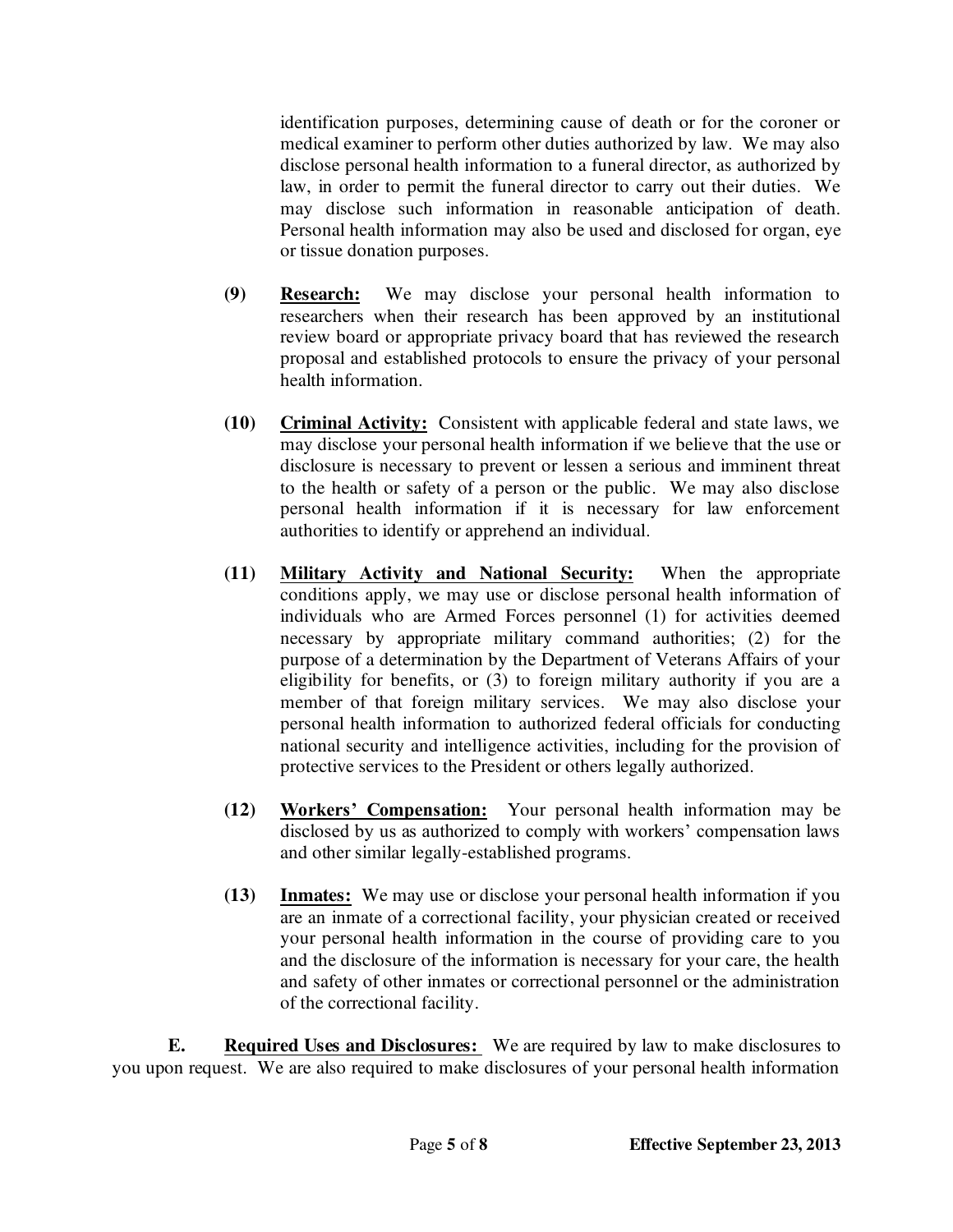identification purposes, determining cause of death or for the coroner or medical examiner to perform other duties authorized by law. We may also disclose personal health information to a funeral director, as authorized by law, in order to permit the funeral director to carry out their duties. We may disclose such information in reasonable anticipation of death. Personal health information may also be used and disclosed for organ, eye or tissue donation purposes.

**(9)** **<u>Research:</u>** We may disclose your personal health information to researchers when their research has been approved by an institutional review board or appropriate privacy board that has reviewed the research proposal and established protocols to ensure the privacy of your personal health information.

**(10)** **<u>Criminal Activity:</u>** Consistent with applicable federal and state laws, we may disclose your personal health information if we believe that the use or disclosure is necessary to prevent or lessen a serious and imminent threat to the health or safety of a person or the public. We may also disclose personal health information if it is necessary for law enforcement authorities to identify or apprehend an individual.

**(11)** **<u>Military Activity and National Security:</u>** When the appropriate conditions apply, we may use or disclose personal health information of individuals who are Armed Forces personnel (1) for activities deemed necessary by appropriate military command authorities; (2) for the purpose of a determination by the Department of Veterans Affairs of your eligibility for benefits, or (3) to foreign military authority if you are a member of that foreign military services. We may also disclose your personal health information to authorized federal officials for conducting national security and intelligence activities, including for the provision of protective services to the President or others legally authorized.

**(12)** **<u>Workers' Compensation:</u>** Your personal health information may be disclosed by us as authorized to comply with workers' compensation laws and other similar legally-established programs.

**(13)** **<u>Inmates:</u>** We may use or disclose your personal health information if you are an inmate of a correctional facility, your physician created or received your personal health information in the course of providing care to you and the disclosure of the information is necessary for your care, the health and safety of other inmates or correctional personnel or the administration of the correctional facility.

**E.** **<u>Required Uses and Disclosures:</u>** We are required by law to make disclosures to you upon request. We are also required to make disclosures of your personal health information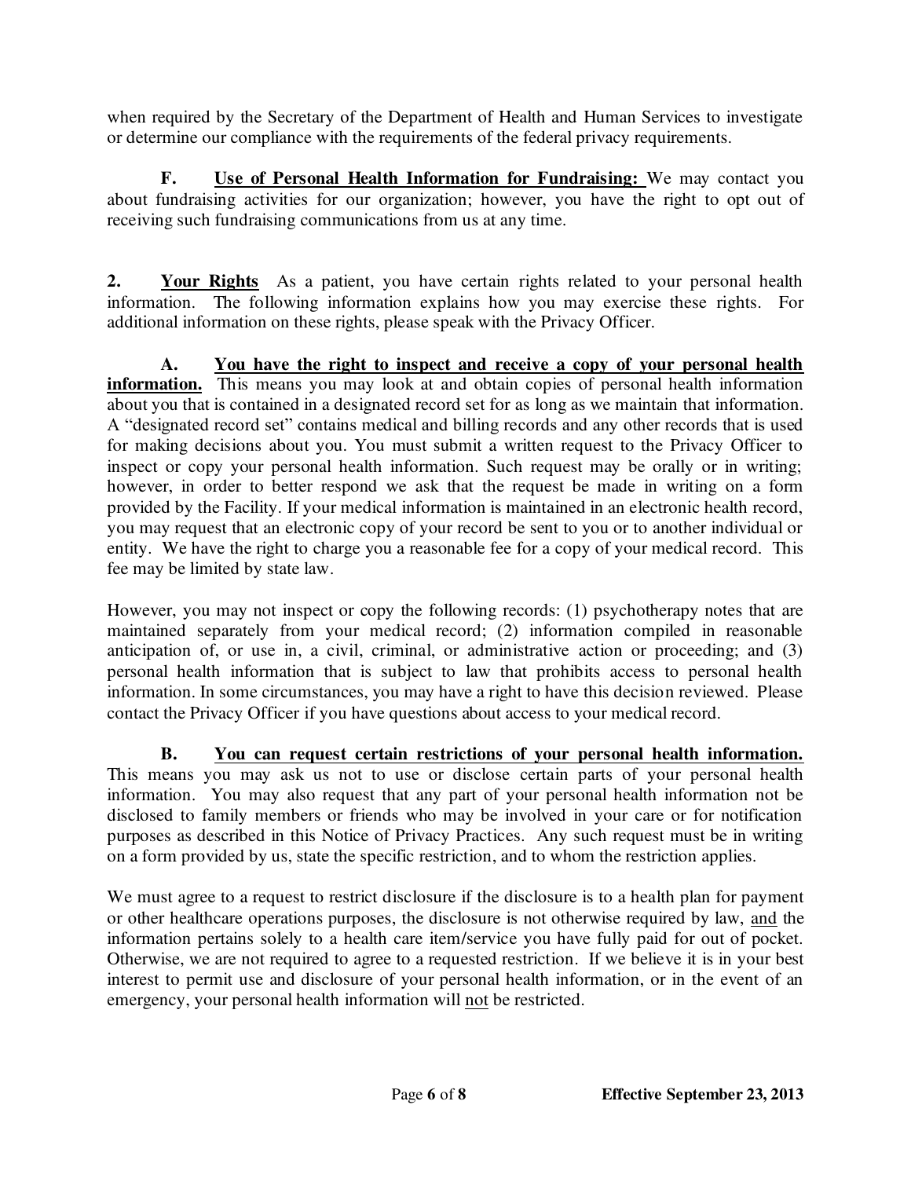when required by the Secretary of the Department of Health and Human Services to investigate or determine our compliance with the requirements of the federal privacy requirements.

**F. <u>Use of Personal Health Information for Fundraising:</u>** We may contact you about fundraising activities for our organization; however, you have the right to opt out of receiving such fundraising communications from us at any time.

**2. <u>Your Rights</u>** As a patient, you have certain rights related to your personal health information. The following information explains how you may exercise these rights. For additional information on these rights, please speak with the Privacy Officer.

**A. <u>You have the right to inspect and receive a copy of your personal health information.</u>** This means you may look at and obtain copies of personal health information about you that is contained in a designated record set for as long as we maintain that information. A "designated record set" contains medical and billing records and any other records that is used for making decisions about you. You must submit a written request to the Privacy Officer to inspect or copy your personal health information. Such request may be orally or in writing; however, in order to better respond we ask that the request be made in writing on a form provided by the Facility. If your medical information is maintained in an electronic health record, you may request that an electronic copy of your record be sent to you or to another individual or entity. We have the right to charge you a reasonable fee for a copy of your medical record. This fee may be limited by state law.

However, you may not inspect or copy the following records: (1) psychotherapy notes that are maintained separately from your medical record; (2) information compiled in reasonable anticipation of, or use in, a civil, criminal, or administrative action or proceeding; and (3) personal health information that is subject to law that prohibits access to personal health information. In some circumstances, you may have a right to have this decision reviewed. Please contact the Privacy Officer if you have questions about access to your medical record.

**B. <u>You can request certain restrictions of your personal health information.</u>** This means you may ask us not to use or disclose certain parts of your personal health information. You may also request that any part of your personal health information not be disclosed to family members or friends who may be involved in your care or for notification purposes as described in this Notice of Privacy Practices. Any such request must be in writing on a form provided by us, state the specific restriction, and to whom the restriction applies.

We must agree to a request to restrict disclosure if the disclosure is to a health plan for payment or other healthcare operations purposes, the disclosure is not otherwise required by law, <u>and</u> the information pertains solely to a health care item/service you have fully paid for out of pocket. Otherwise, we are not required to agree to a requested restriction. If we believe it is in your best interest to permit use and disclosure of your personal health information, or in the event of an emergency, your personal health information will <u>not</u> be restricted.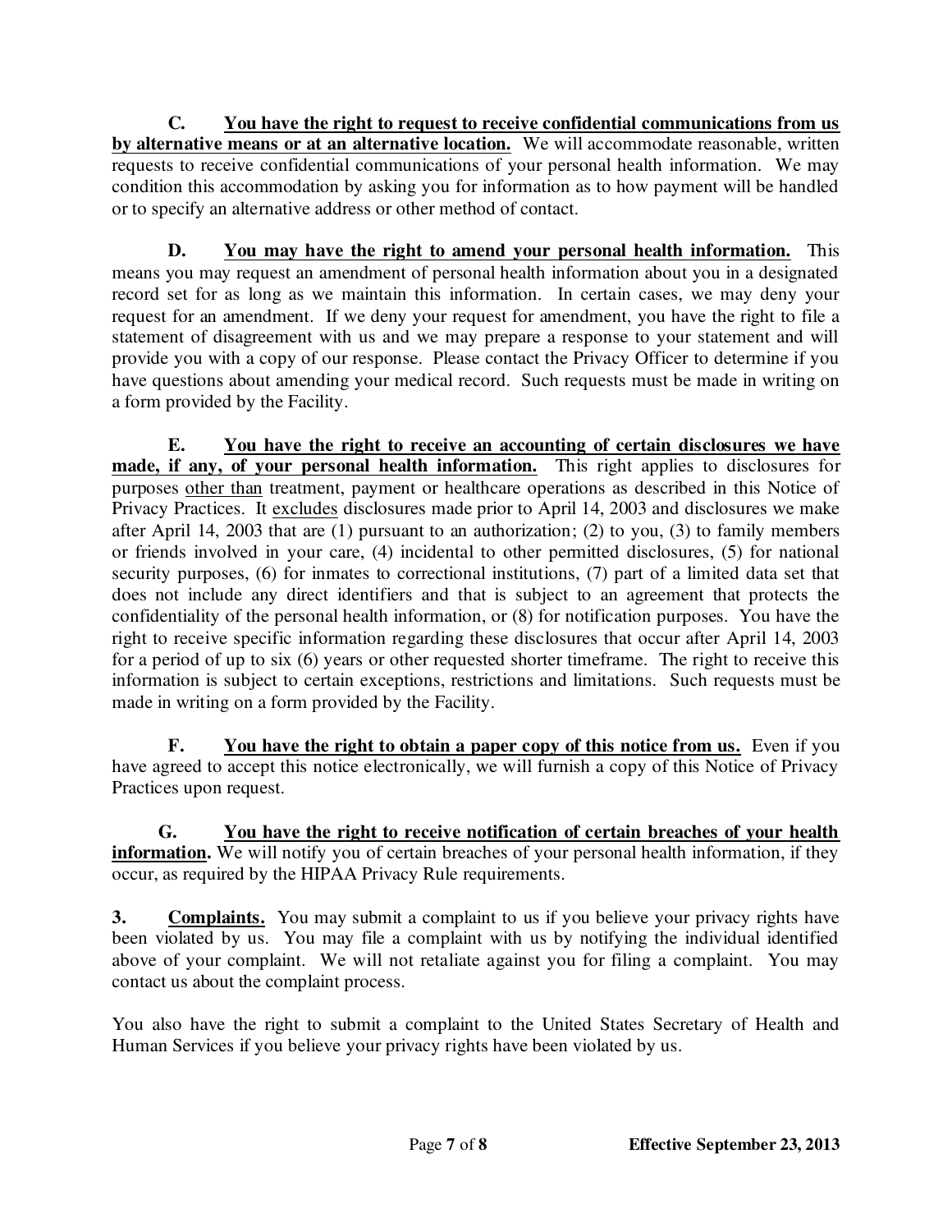**C. <u>You have the right to request to receive confidential communications from us by alternative means or at an alternative location.</u>** We will accommodate reasonable, written requests to receive confidential communications of your personal health information. We may condition this accommodation by asking you for information as to how payment will be handled or to specify an alternative address or other method of contact.

**D. <u>You may have the right to amend your personal health information.</u>** This means you may request an amendment of personal health information about you in a designated record set for as long as we maintain this information. In certain cases, we may deny your request for an amendment. If we deny your request for amendment, you have the right to file a statement of disagreement with us and we may prepare a response to your statement and will provide you with a copy of our response. Please contact the Privacy Officer to determine if you have questions about amending your medical record. Such requests must be made in writing on a form provided by the Facility.

**E. <u>You have the right to receive an accounting of certain disclosures we have made, if any, of your personal health information.</u>** This right applies to disclosures for purposes <u>other than</u> treatment, payment or healthcare operations as described in this Notice of Privacy Practices. It <u>excludes</u> disclosures made prior to April 14, 2003 and disclosures we make after April 14, 2003 that are (1) pursuant to an authorization; (2) to you, (3) to family members or friends involved in your care, (4) incidental to other permitted disclosures, (5) for national security purposes, (6) for inmates to correctional institutions, (7) part of a limited data set that does not include any direct identifiers and that is subject to an agreement that protects the confidentiality of the personal health information, or (8) for notification purposes. You have the right to receive specific information regarding these disclosures that occur after April 14, 2003 for a period of up to six (6) years or other requested shorter timeframe. The right to receive this information is subject to certain exceptions, restrictions and limitations. Such requests must be made in writing on a form provided by the Facility.

**F. <u>You have the right to obtain a paper copy of this notice from us.</u>** Even if you have agreed to accept this notice electronically, we will furnish a copy of this Notice of Privacy Practices upon request.

**G. <u>You have the right to receive notification of certain breaches of your health information</u>.** We will notify you of certain breaches of your personal health information, if they occur, as required by the HIPAA Privacy Rule requirements.

**3. <u>Complaints</u>.** You may submit a complaint to us if you believe your privacy rights have been violated by us. You may file a complaint with us by notifying the individual identified above of your complaint. We will not retaliate against you for filing a complaint. You may contact us about the complaint process.

You also have the right to submit a complaint to the United States Secretary of Health and Human Services if you believe your privacy rights have been violated by us.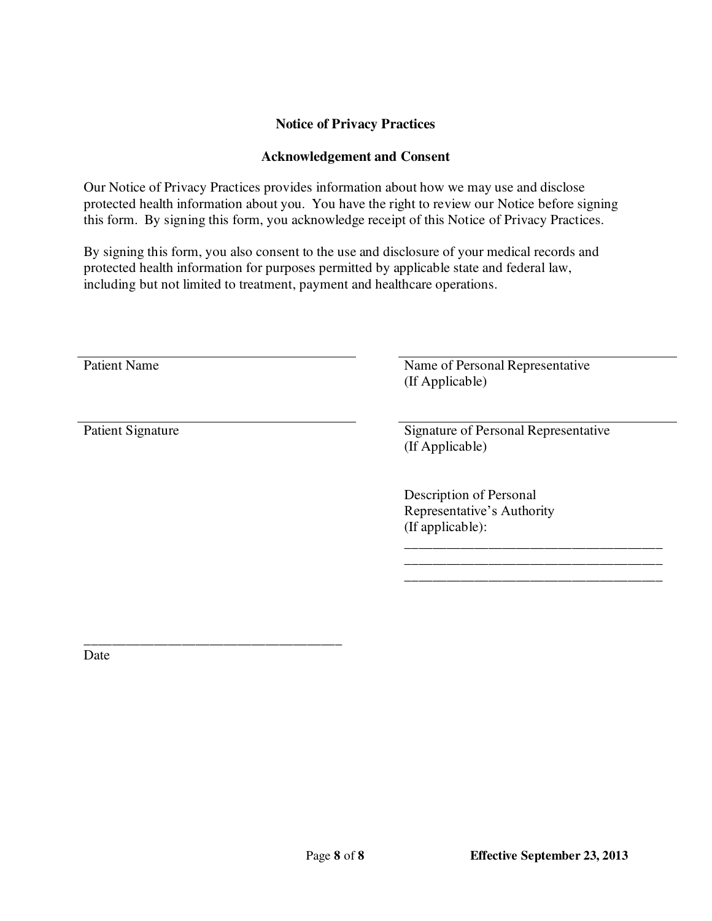## Notice of Privacy Practices

### Acknowledgement and Consent

Our Notice of Privacy Practices provides information about how we may use and disclose protected health information about you. You have the right to review our Notice before signing this form. By signing this form, you acknowledge receipt of this Notice of Privacy Practices.

By signing this form, you also consent to the use and disclosure of your medical records and protected health information for purposes permitted by applicable state and federal law, including but not limited to treatment, payment and healthcare operations.

\_\_\_\_\_\_\_\_\_\_\_\_\_\_\_\_\_\_\_\_\_\_\_\_\_\_\_\_\_\_\_\_\_\_\_\_
Patient Name

\_\_\_\_\_\_\_\_\_\_\_\_\_\_\_\_\_\_\_\_\_\_\_\_\_\_\_\_\_\_\_\_\_\_\_\_
Patient Signature

\_\_\_\_\_\_\_\_\_\_\_\_\_\_\_\_\_\_\_\_\_\_\_\_\_\_\_\_\_\_\_\_\_\_\_\_
Date

\_\_\_\_\_\_\_\_\_\_\_\_\_\_\_\_\_\_\_\_\_\_\_\_\_\_\_\_\_\_\_\_\_\_\_\_
Name of Personal Representative
(If Applicable)

\_\_\_\_\_\_\_\_\_\_\_\_\_\_\_\_\_\_\_\_\_\_\_\_\_\_\_\_\_\_\_\_\_\_\_\_
Signature of Personal Representative
(If Applicable)

Description of Personal
Representative's Authority
(If applicable):
\_\_\_\_\_\_\_\_\_\_\_\_\_\_\_\_\_\_\_\_\_\_\_\_\_\_\_\_\_\_\_\_\_\_\_\_
\_\_\_\_\_\_\_\_\_\_\_\_\_\_\_\_\_\_\_\_\_\_\_\_\_\_\_\_\_\_\_\_\_\_\_\_
\_\_\_\_\_\_\_\_\_\_\_\_\_\_\_\_\_\_\_\_\_\_\_\_\_\_\_\_\_\_\_\_\_\_\_\_

**Effective September 23, 2013**